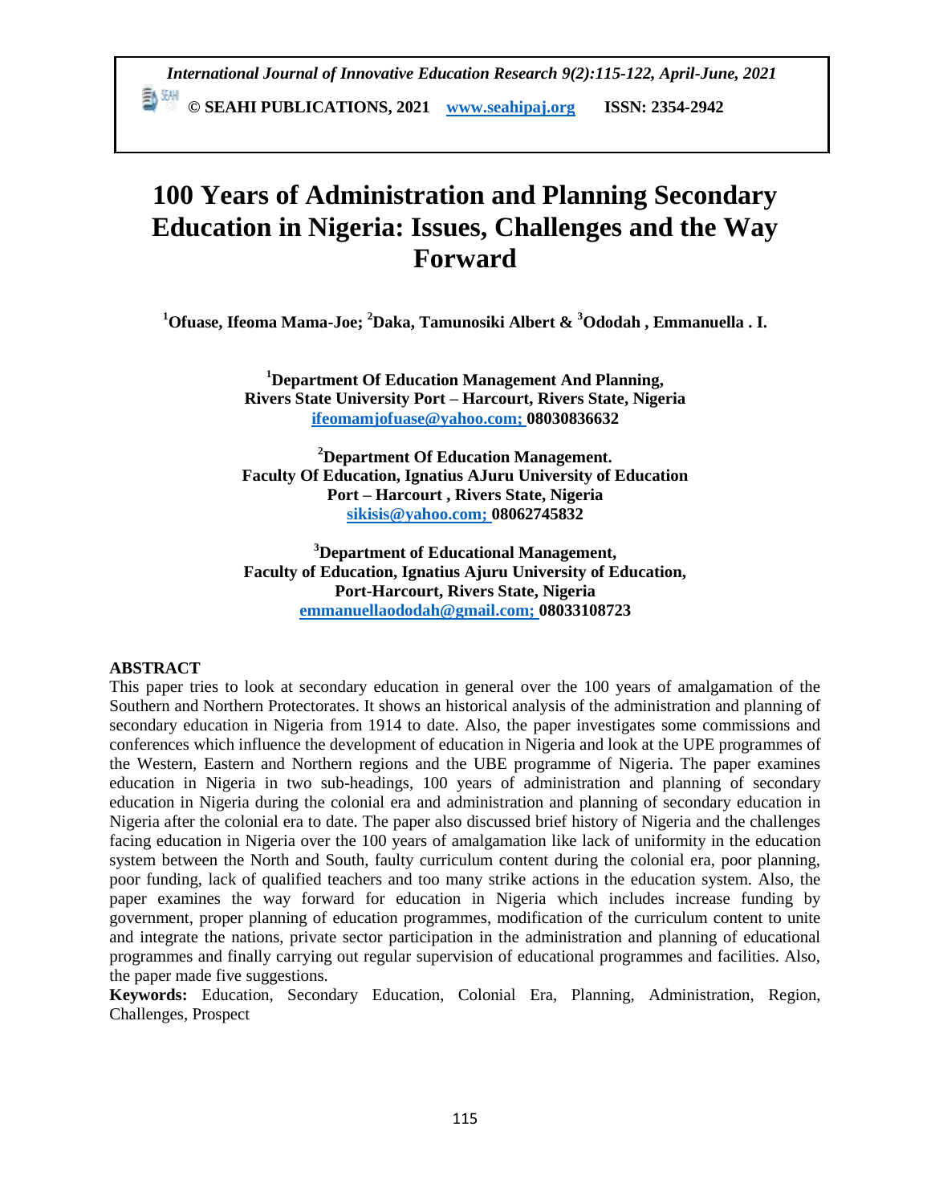# 100 Years of Administration and Planning Secondary Education in Nigeria: Issues, Challenges and the Way Forward

**[1]Ofuase, Ifeoma Mama-Joe; [2]Daka, Tamunosiki Albert & [3]Ododah , Emmanuella . I.**

**[1]Department Of Education Management And Planning,**
**Rivers State University Port – Harcourt, Rivers State, Nigeria**
**ifeomamjofuase@yahoo.com; 08030836632**

**[2]Department Of Education Management.**
**Faculty Of Education, Ignatius AJuru University of Education**
**Port – Harcourt , Rivers State, Nigeria**
**sikisis@yahoo.com; 08062745832**

**[3]Department of Educational Management,**
**Faculty of Education, Ignatius Ajuru University of Education,**
**Port-Harcourt, Rivers State, Nigeria**
**emmanuellaododah@gmail.com; 08033108723**

## ABSTRACT

This paper tries to look at secondary education in general over the 100 years of amalgamation of the Southern and Northern Protectorates. It shows an historical analysis of the administration and planning of secondary education in Nigeria from 1914 to date. Also, the paper investigates some commissions and conferences which influence the development of education in Nigeria and look at the UPE programmes of the Western, Eastern and Northern regions and the UBE programme of Nigeria. The paper examines education in Nigeria in two sub-headings, 100 years of administration and planning of secondary education in Nigeria during the colonial era and administration and planning of secondary education in Nigeria after the colonial era to date. The paper also discussed brief history of Nigeria and the challenges facing education in Nigeria over the 100 years of amalgamation like lack of uniformity in the education system between the North and South, faulty curriculum content during the colonial era, poor planning, poor funding, lack of qualified teachers and too many strike actions in the education system. Also, the paper examines the way forward for education in Nigeria which includes increase funding by government, proper planning of education programmes, modification of the curriculum content to unite and integrate the nations, private sector participation in the administration and planning of educational programmes and finally carrying out regular supervision of educational programmes and facilities. Also, the paper made five suggestions.

**Keywords:** Education, Secondary Education, Colonial Era, Planning, Administration, Region, Challenges, Prospect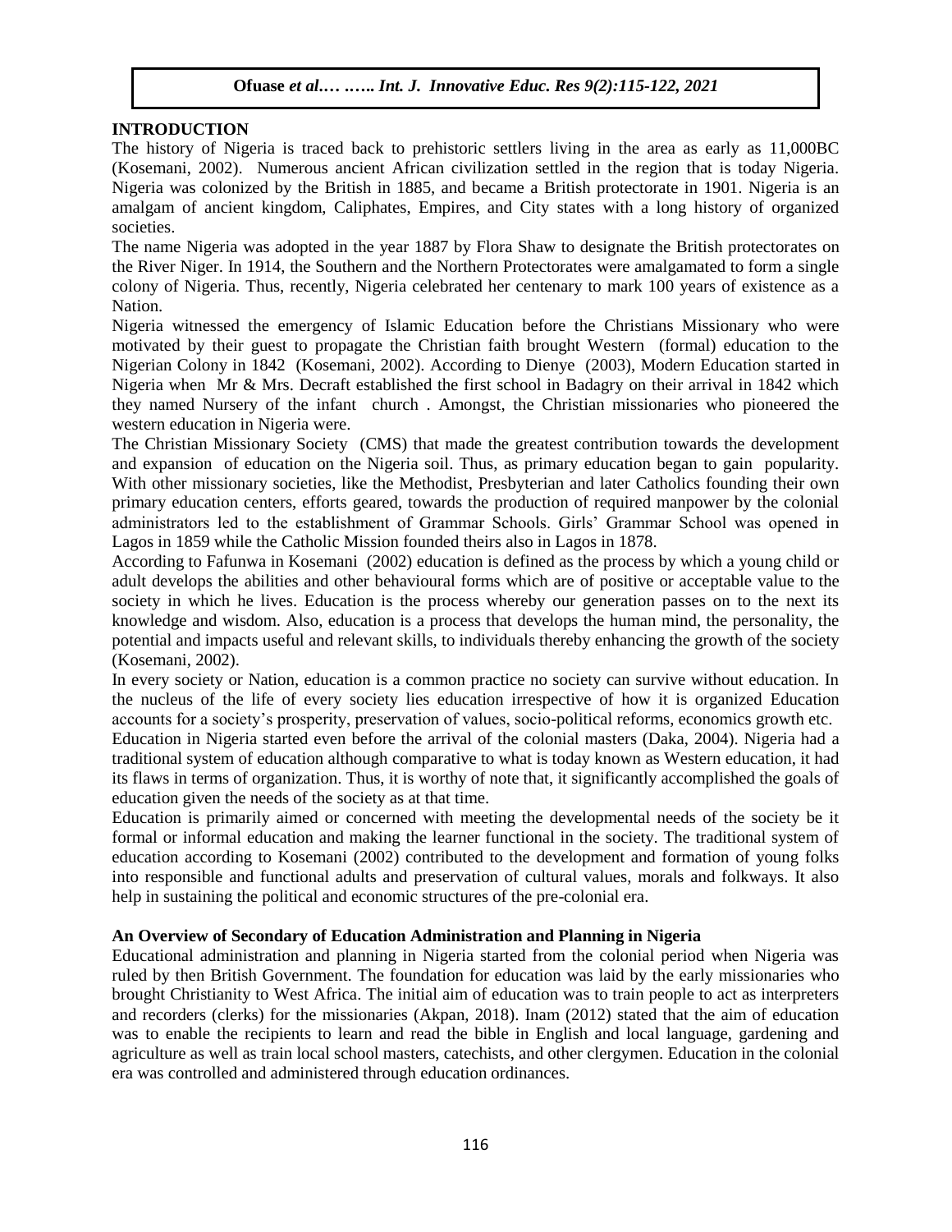## INTRODUCTION

The history of Nigeria is traced back to prehistoric settlers living in the area as early as 11,000BC (Kosemani, 2002). Numerous ancient African civilization settled in the region that is today Nigeria. Nigeria was colonized by the British in 1885, and became a British protectorate in 1901. Nigeria is an amalgam of ancient kingdom, Caliphates, Empires, and City states with a long history of organized societies.

The name Nigeria was adopted in the year 1887 by Flora Shaw to designate the British protectorates on the River Niger. In 1914, the Southern and the Northern Protectorates were amalgamated to form a single colony of Nigeria. Thus, recently, Nigeria celebrated her centenary to mark 100 years of existence as a Nation.

Nigeria witnessed the emergency of Islamic Education before the Christians Missionary who were motivated by their guest to propagate the Christian faith brought Western (formal) education to the Nigerian Colony in 1842 (Kosemani, 2002). According to Dienye (2003), Modern Education started in Nigeria when Mr & Mrs. Decraft established the first school in Badagry on their arrival in 1842 which they named Nursery of the infant church . Amongst, the Christian missionaries who pioneered the western education in Nigeria were.

The Christian Missionary Society (CMS) that made the greatest contribution towards the development and expansion of education on the Nigeria soil. Thus, as primary education began to gain popularity. With other missionary societies, like the Methodist, Presbyterian and later Catholics founding their own primary education centers, efforts geared, towards the production of required manpower by the colonial administrators led to the establishment of Grammar Schools. Girls' Grammar School was opened in Lagos in 1859 while the Catholic Mission founded theirs also in Lagos in 1878.

According to Fafunwa in Kosemani (2002) education is defined as the process by which a young child or adult develops the abilities and other behavioural forms which are of positive or acceptable value to the society in which he lives. Education is the process whereby our generation passes on to the next its knowledge and wisdom. Also, education is a process that develops the human mind, the personality, the potential and impacts useful and relevant skills, to individuals thereby enhancing the growth of the society (Kosemani, 2002).

In every society or Nation, education is a common practice no society can survive without education. In the nucleus of the life of every society lies education irrespective of how it is organized Education accounts for a society's prosperity, preservation of values, socio-political reforms, economics growth etc.

Education in Nigeria started even before the arrival of the colonial masters (Daka, 2004). Nigeria had a traditional system of education although comparative to what is today known as Western education, it had its flaws in terms of organization. Thus, it is worthy of note that, it significantly accomplished the goals of education given the needs of the society as at that time.

Education is primarily aimed or concerned with meeting the developmental needs of the society be it formal or informal education and making the learner functional in the society. The traditional system of education according to Kosemani (2002) contributed to the development and formation of young folks into responsible and functional adults and preservation of cultural values, morals and folkways. It also help in sustaining the political and economic structures of the pre-colonial era.

### An Overview of Secondary of Education Administration and Planning in Nigeria

Educational administration and planning in Nigeria started from the colonial period when Nigeria was ruled by then British Government. The foundation for education was laid by the early missionaries who brought Christianity to West Africa. The initial aim of education was to train people to act as interpreters and recorders (clerks) for the missionaries (Akpan, 2018). Inam (2012) stated that the aim of education was to enable the recipients to learn and read the bible in English and local language, gardening and agriculture as well as train local school masters, catechists, and other clergymen. Education in the colonial era was controlled and administered through education ordinances.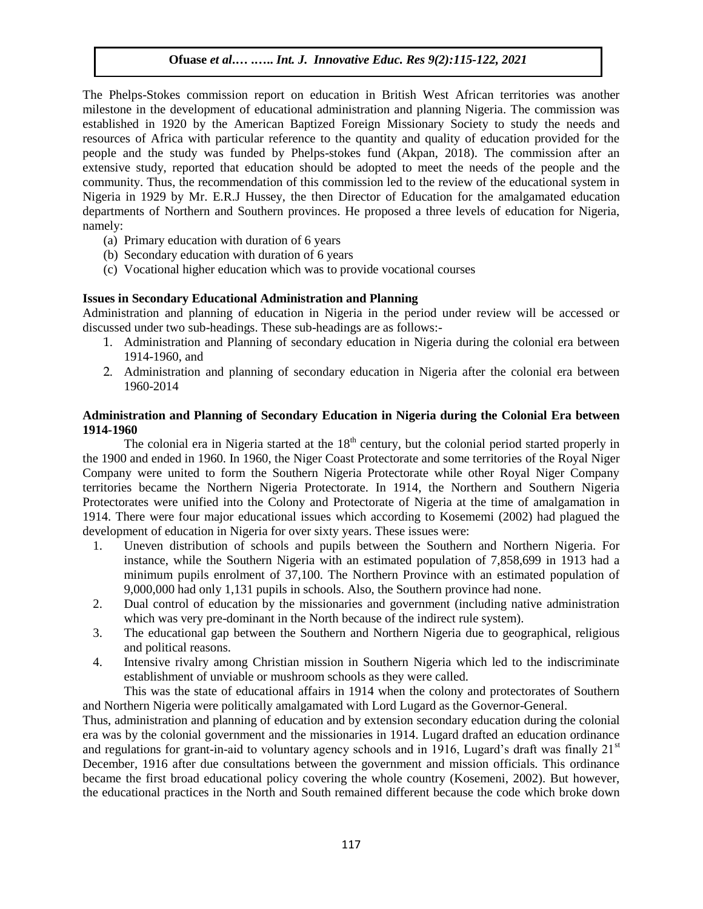The Phelps-Stokes commission report on education in British West African territories was another milestone in the development of educational administration and planning Nigeria. The commission was established in 1920 by the American Baptized Foreign Missionary Society to study the needs and resources of Africa with particular reference to the quantity and quality of education provided for the people and the study was funded by Phelps-stokes fund (Akpan, 2018). The commission after an extensive study, reported that education should be adopted to meet the needs of the people and the community. Thus, the recommendation of this commission led to the review of the educational system in Nigeria in 1929 by Mr. E.R.J Hussey, the then Director of Education for the amalgamated education departments of Northern and Southern provinces. He proposed a three levels of education for Nigeria, namely:

(a) Primary education with duration of 6 years
(b) Secondary education with duration of 6 years
(c) Vocational higher education which was to provide vocational courses

**Issues in Secondary Educational Administration and Planning**

Administration and planning of education in Nigeria in the period under review will be accessed or discussed under two sub-headings. These sub-headings are as follows:-

1. Administration and Planning of secondary education in Nigeria during the colonial era between 1914-1960, and
2. Administration and planning of secondary education in Nigeria after the colonial era between 1960-2014

**Administration and Planning of Secondary Education in Nigeria during the Colonial Era between 1914-1960**

The colonial era in Nigeria started at the 18th century, but the colonial period started properly in the 1900 and ended in 1960. In 1960, the Niger Coast Protectorate and some territories of the Royal Niger Company were united to form the Southern Nigeria Protectorate while other Royal Niger Company territories became the Northern Nigeria Protectorate. In 1914, the Northern and Southern Nigeria Protectorates were unified into the Colony and Protectorate of Nigeria at the time of amalgamation in 1914. There were four major educational issues which according to Kosememi (2002) had plagued the development of education in Nigeria for over sixty years. These issues were:

1. Uneven distribution of schools and pupils between the Southern and Northern Nigeria. For instance, while the Southern Nigeria with an estimated population of 7,858,699 in 1913 had a minimum pupils enrolment of 37,100. The Northern Province with an estimated population of 9,000,000 had only 1,131 pupils in schools. Also, the Southern province had none.
2. Dual control of education by the missionaries and government (including native administration which was very pre-dominant in the North because of the indirect rule system).
3. The educational gap between the Southern and Northern Nigeria due to geographical, religious and political reasons.
4. Intensive rivalry among Christian mission in Southern Nigeria which led to the indiscriminate establishment of unviable or mushroom schools as they were called.

This was the state of educational affairs in 1914 when the colony and protectorates of Southern and Northern Nigeria were politically amalgamated with Lord Lugard as the Governor-General.

Thus, administration and planning of education and by extension secondary education during the colonial era was by the colonial government and the missionaries in 1914. Lugard drafted an education ordinance and regulations for grant-in-aid to voluntary agency schools and in 1916, Lugard's draft was finally 21st December, 1916 after due consultations between the government and mission officials. This ordinance became the first broad educational policy covering the whole country (Kosemeni, 2002). But however, the educational practices in the North and South remained different because the code which broke down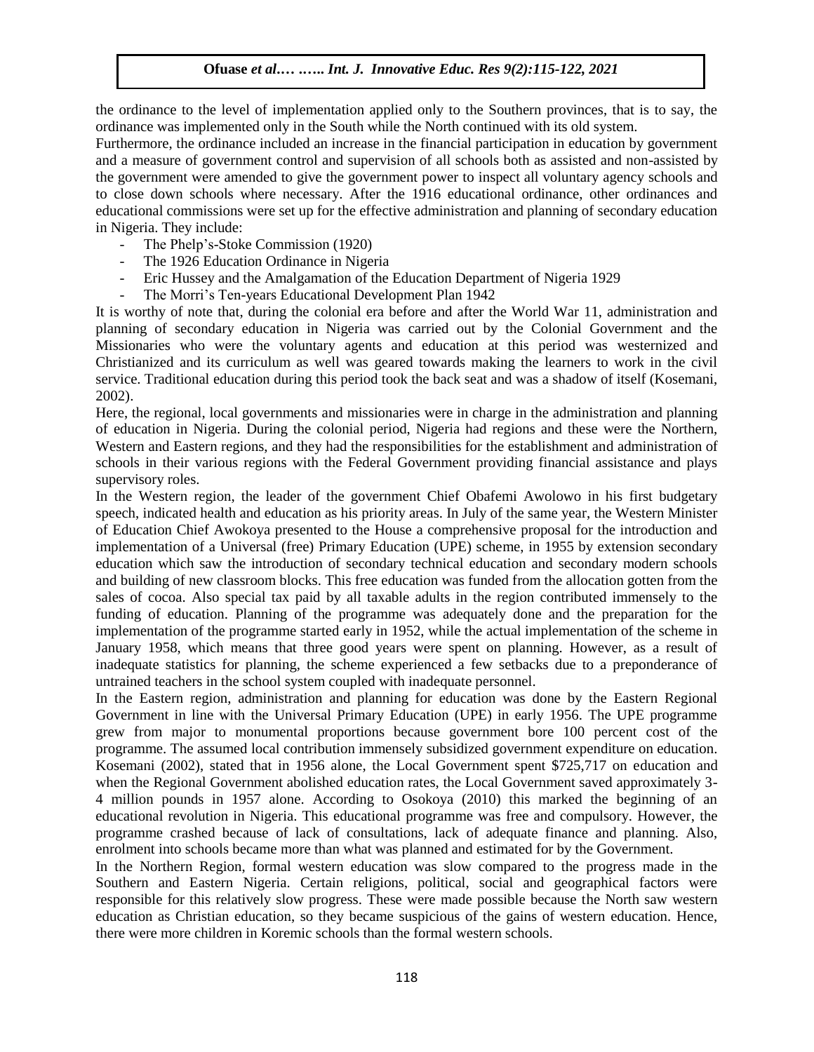the ordinance to the level of implementation applied only to the Southern provinces, that is to say, the ordinance was implemented only in the South while the North continued with its old system.

Furthermore, the ordinance included an increase in the financial participation in education by government and a measure of government control and supervision of all schools both as assisted and non-assisted by the government were amended to give the government power to inspect all voluntary agency schools and to close down schools where necessary. After the 1916 educational ordinance, other ordinances and educational commissions were set up for the effective administration and planning of secondary education in Nigeria. They include:

- The Phelp's-Stoke Commission (1920)
- The 1926 Education Ordinance in Nigeria
- Eric Hussey and the Amalgamation of the Education Department of Nigeria 1929
- The Morri's Ten-years Educational Development Plan 1942

It is worthy of note that, during the colonial era before and after the World War 11, administration and planning of secondary education in Nigeria was carried out by the Colonial Government and the Missionaries who were the voluntary agents and education at this period was westernized and Christianized and its curriculum as well was geared towards making the learners to work in the civil service. Traditional education during this period took the back seat and was a shadow of itself (Kosemani, 2002).

Here, the regional, local governments and missionaries were in charge in the administration and planning of education in Nigeria. During the colonial period, Nigeria had regions and these were the Northern, Western and Eastern regions, and they had the responsibilities for the establishment and administration of schools in their various regions with the Federal Government providing financial assistance and plays supervisory roles.

In the Western region, the leader of the government Chief Obafemi Awolowo in his first budgetary speech, indicated health and education as his priority areas. In July of the same year, the Western Minister of Education Chief Awokoya presented to the House a comprehensive proposal for the introduction and implementation of a Universal (free) Primary Education (UPE) scheme, in 1955 by extension secondary education which saw the introduction of secondary technical education and secondary modern schools and building of new classroom blocks. This free education was funded from the allocation gotten from the sales of cocoa. Also special tax paid by all taxable adults in the region contributed immensely to the funding of education. Planning of the programme was adequately done and the preparation for the implementation of the programme started early in 1952, while the actual implementation of the scheme in January 1958, which means that three good years were spent on planning. However, as a result of inadequate statistics for planning, the scheme experienced a few setbacks due to a preponderance of untrained teachers in the school system coupled with inadequate personnel.

In the Eastern region, administration and planning for education was done by the Eastern Regional Government in line with the Universal Primary Education (UPE) in early 1956. The UPE programme grew from major to monumental proportions because government bore 100 percent cost of the programme. The assumed local contribution immensely subsidized government expenditure on education. Kosemani (2002), stated that in 1956 alone, the Local Government spent $725,717 on education and when the Regional Government abolished education rates, the Local Government saved approximately 3-4 million pounds in 1957 alone. According to Osokoya (2010) this marked the beginning of an educational revolution in Nigeria. This educational programme was free and compulsory. However, the programme crashed because of lack of consultations, lack of adequate finance and planning. Also, enrolment into schools became more than what was planned and estimated for by the Government.

In the Northern Region, formal western education was slow compared to the progress made in the Southern and Eastern Nigeria. Certain religions, political, social and geographical factors were responsible for this relatively slow progress. These were made possible because the North saw western education as Christian education, so they became suspicious of the gains of western education. Hence, there were more children in Koremic schools than the formal western schools.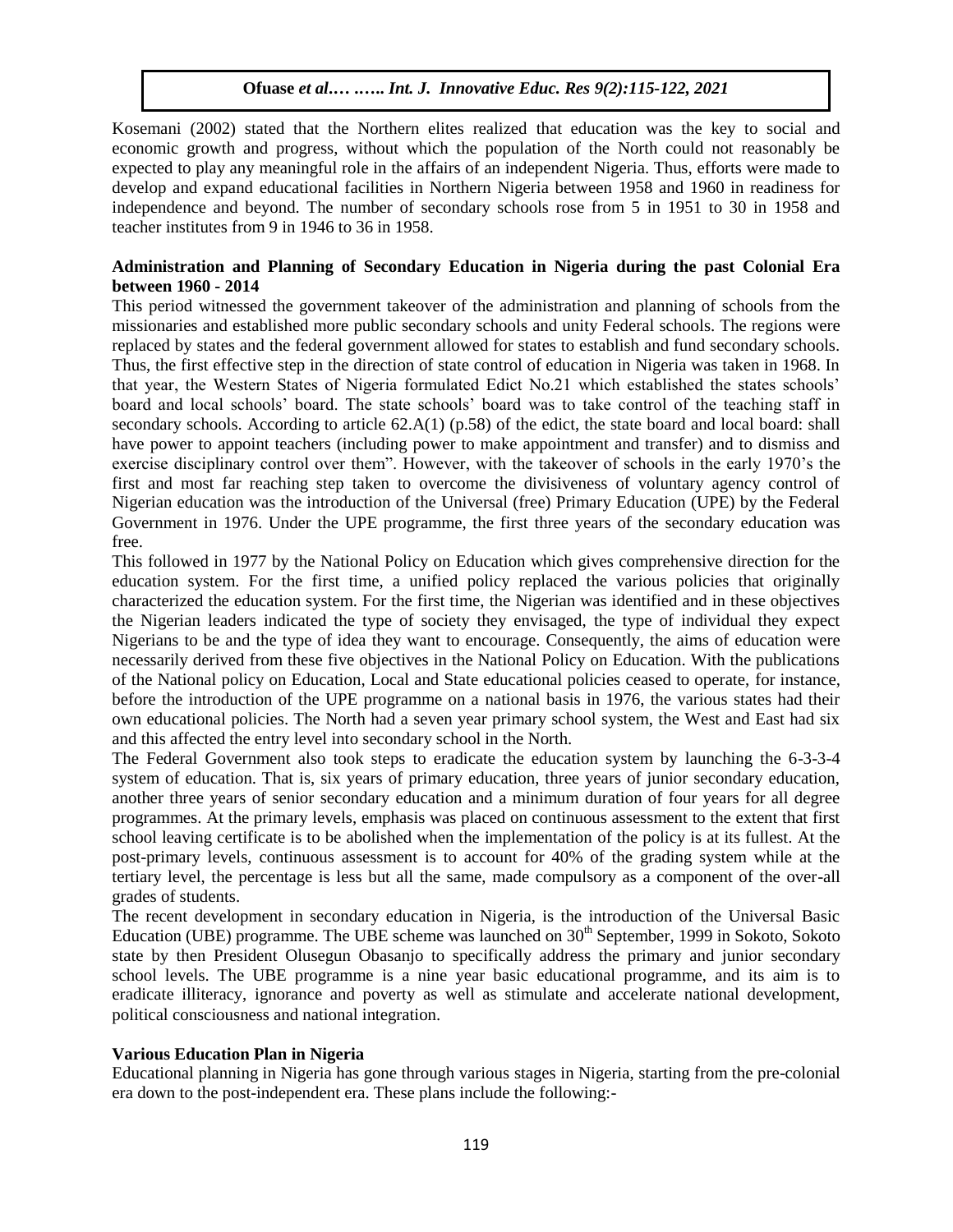Kosemani (2002) stated that the Northern elites realized that education was the key to social and economic growth and progress, without which the population of the North could not reasonably be expected to play any meaningful role in the affairs of an independent Nigeria. Thus, efforts were made to develop and expand educational facilities in Northern Nigeria between 1958 and 1960 in readiness for independence and beyond. The number of secondary schools rose from 5 in 1951 to 30 in 1958 and teacher institutes from 9 in 1946 to 36 in 1958.

**Administration and Planning of Secondary Education in Nigeria during the past Colonial Era between 1960 - 2014**

This period witnessed the government takeover of the administration and planning of schools from the missionaries and established more public secondary schools and unity Federal schools. The regions were replaced by states and the federal government allowed for states to establish and fund secondary schools. Thus, the first effective step in the direction of state control of education in Nigeria was taken in 1968. In that year, the Western States of Nigeria formulated Edict No.21 which established the states schools' board and local schools' board. The state schools' board was to take control of the teaching staff in secondary schools. According to article 62.A(1) (p.58) of the edict, the state board and local board: shall have power to appoint teachers (including power to make appointment and transfer) and to dismiss and exercise disciplinary control over them". However, with the takeover of schools in the early 1970's the first and most far reaching step taken to overcome the divisiveness of voluntary agency control of Nigerian education was the introduction of the Universal (free) Primary Education (UPE) by the Federal Government in 1976. Under the UPE programme, the first three years of the secondary education was free.

This followed in 1977 by the National Policy on Education which gives comprehensive direction for the education system. For the first time, a unified policy replaced the various policies that originally characterized the education system. For the first time, the Nigerian was identified and in these objectives the Nigerian leaders indicated the type of society they envisaged, the type of individual they expect Nigerians to be and the type of idea they want to encourage. Consequently, the aims of education were necessarily derived from these five objectives in the National Policy on Education. With the publications of the National policy on Education, Local and State educational policies ceased to operate, for instance, before the introduction of the UPE programme on a national basis in 1976, the various states had their own educational policies. The North had a seven year primary school system, the West and East had six and this affected the entry level into secondary school in the North.

The Federal Government also took steps to eradicate the education system by launching the 6-3-3-4 system of education. That is, six years of primary education, three years of junior secondary education, another three years of senior secondary education and a minimum duration of four years for all degree programmes. At the primary levels, emphasis was placed on continuous assessment to the extent that first school leaving certificate is to be abolished when the implementation of the policy is at its fullest. At the post-primary levels, continuous assessment is to account for 40% of the grading system while at the tertiary level, the percentage is less but all the same, made compulsory as a component of the over-all grades of students.

The recent development in secondary education in Nigeria, is the introduction of the Universal Basic Education (UBE) programme. The UBE scheme was launched on 30th September, 1999 in Sokoto, Sokoto state by then President Olusegun Obasanjo to specifically address the primary and junior secondary school levels. The UBE programme is a nine year basic educational programme, and its aim is to eradicate illiteracy, ignorance and poverty as well as stimulate and accelerate national development, political consciousness and national integration.

**Various Education Plan in Nigeria**

Educational planning in Nigeria has gone through various stages in Nigeria, starting from the pre-colonial era down to the post-independent era. These plans include the following:-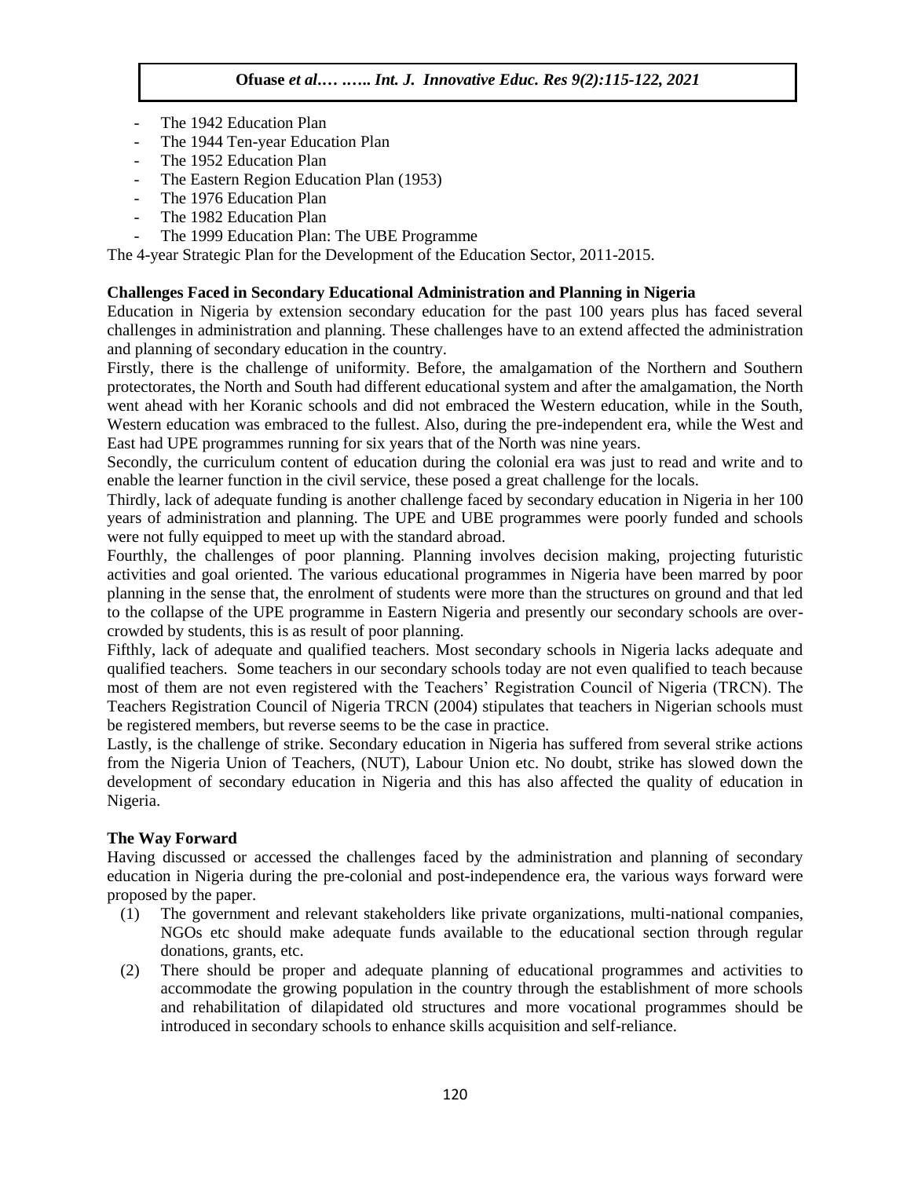- The 1942 Education Plan
- The 1944 Ten-year Education Plan
- The 1952 Education Plan
- The Eastern Region Education Plan (1953)
- The 1976 Education Plan
- The 1982 Education Plan
- The 1999 Education Plan: The UBE Programme

The 4-year Strategic Plan for the Development of the Education Sector, 2011-2015.

**Challenges Faced in Secondary Educational Administration and Planning in Nigeria**

Education in Nigeria by extension secondary education for the past 100 years plus has faced several challenges in administration and planning. These challenges have to an extend affected the administration and planning of secondary education in the country.

Firstly, there is the challenge of uniformity. Before, the amalgamation of the Northern and Southern protectorates, the North and South had different educational system and after the amalgamation, the North went ahead with her Koranic schools and did not embraced the Western education, while in the South, Western education was embraced to the fullest. Also, during the pre-independent era, while the West and East had UPE programmes running for six years that of the North was nine years.

Secondly, the curriculum content of education during the colonial era was just to read and write and to enable the learner function in the civil service, these posed a great challenge for the locals.

Thirdly, lack of adequate funding is another challenge faced by secondary education in Nigeria in her 100 years of administration and planning. The UPE and UBE programmes were poorly funded and schools were not fully equipped to meet up with the standard abroad.

Fourthly, the challenges of poor planning. Planning involves decision making, projecting futuristic activities and goal oriented. The various educational programmes in Nigeria have been marred by poor planning in the sense that, the enrolment of students were more than the structures on ground and that led to the collapse of the UPE programme in Eastern Nigeria and presently our secondary schools are over-crowded by students, this is as result of poor planning.

Fifthly, lack of adequate and qualified teachers. Most secondary schools in Nigeria lacks adequate and qualified teachers. Some teachers in our secondary schools today are not even qualified to teach because most of them are not even registered with the Teachers' Registration Council of Nigeria (TRCN). The Teachers Registration Council of Nigeria TRCN (2004) stipulates that teachers in Nigerian schools must be registered members, but reverse seems to be the case in practice.

Lastly, is the challenge of strike. Secondary education in Nigeria has suffered from several strike actions from the Nigeria Union of Teachers, (NUT), Labour Union etc. No doubt, strike has slowed down the development of secondary education in Nigeria and this has also affected the quality of education in Nigeria.

**The Way Forward**

Having discussed or accessed the challenges faced by the administration and planning of secondary education in Nigeria during the pre-colonial and post-independence era, the various ways forward were proposed by the paper.

(1) The government and relevant stakeholders like private organizations, multi-national companies, NGOs etc should make adequate funds available to the educational section through regular donations, grants, etc.

(2) There should be proper and adequate planning of educational programmes and activities to accommodate the growing population in the country through the establishment of more schools and rehabilitation of dilapidated old structures and more vocational programmes should be introduced in secondary schools to enhance skills acquisition and self-reliance.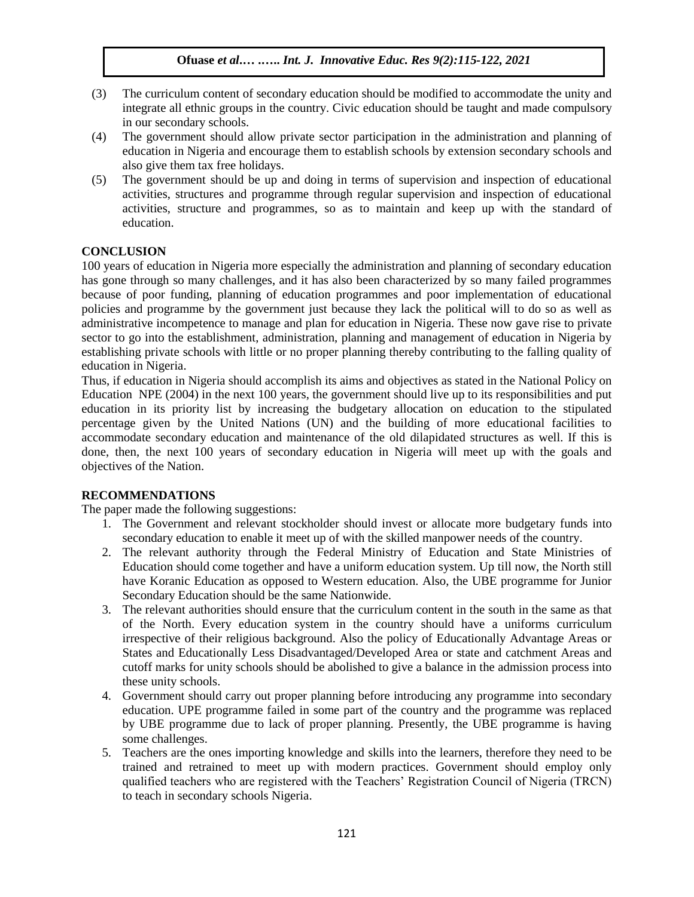(3) The curriculum content of secondary education should be modified to accommodate the unity and integrate all ethnic groups in the country. Civic education should be taught and made compulsory in our secondary schools.

(4) The government should allow private sector participation in the administration and planning of education in Nigeria and encourage them to establish schools by extension secondary schools and also give them tax free holidays.

(5) The government should be up and doing in terms of supervision and inspection of educational activities, structures and programme through regular supervision and inspection of educational activities, structure and programmes, so as to maintain and keep up with the standard of education.

## CONCLUSION

100 years of education in Nigeria more especially the administration and planning of secondary education has gone through so many challenges, and it has also been characterized by so many failed programmes because of poor funding, planning of education programmes and poor implementation of educational policies and programme by the government just because they lack the political will to do so as well as administrative incompetence to manage and plan for education in Nigeria. These now gave rise to private sector to go into the establishment, administration, planning and management of education in Nigeria by establishing private schools with little or no proper planning thereby contributing to the falling quality of education in Nigeria.

Thus, if education in Nigeria should accomplish its aims and objectives as stated in the National Policy on Education NPE (2004) in the next 100 years, the government should live up to its responsibilities and put education in its priority list by increasing the budgetary allocation on education to the stipulated percentage given by the United Nations (UN) and the building of more educational facilities to accommodate secondary education and maintenance of the old dilapidated structures as well. If this is done, then, the next 100 years of secondary education in Nigeria will meet up with the goals and objectives of the Nation.

## RECOMMENDATIONS

The paper made the following suggestions:

1. The Government and relevant stockholder should invest or allocate more budgetary funds into secondary education to enable it meet up of with the skilled manpower needs of the country.
2. The relevant authority through the Federal Ministry of Education and State Ministries of Education should come together and have a uniform education system. Up till now, the North still have Koranic Education as opposed to Western education. Also, the UBE programme for Junior Secondary Education should be the same Nationwide.
3. The relevant authorities should ensure that the curriculum content in the south in the same as that of the North. Every education system in the country should have a uniforms curriculum irrespective of their religious background. Also the policy of Educationally Advantage Areas or States and Educationally Less Disadvantaged/Developed Area or state and catchment Areas and cutoff marks for unity schools should be abolished to give a balance in the admission process into these unity schools.
4. Government should carry out proper planning before introducing any programme into secondary education. UPE programme failed in some part of the country and the programme was replaced by UBE programme due to lack of proper planning. Presently, the UBE programme is having some challenges.
5. Teachers are the ones importing knowledge and skills into the learners, therefore they need to be trained and retrained to meet up with modern practices. Government should employ only qualified teachers who are registered with the Teachers' Registration Council of Nigeria (TRCN) to teach in secondary schools Nigeria.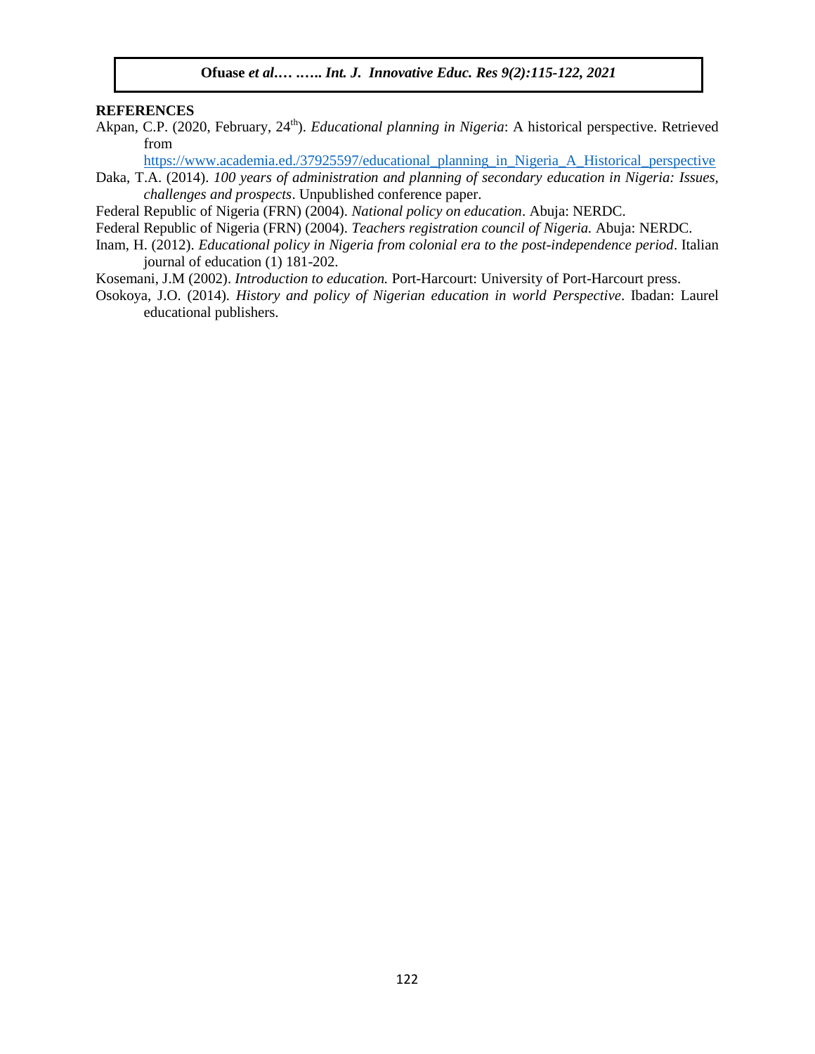## REFERENCES

Akpan, C.P. (2020, February, 24th). *Educational planning in Nigeria*: A historical perspective. Retrieved from https://www.academia.ed./37925597/educational_planning_in_Nigeria_A_Historical_perspective

Daka, T.A. (2014). *100 years of administration and planning of secondary education in Nigeria: Issues, challenges and prospects*. Unpublished conference paper.

Federal Republic of Nigeria (FRN) (2004). *National policy on education*. Abuja: NERDC.

Federal Republic of Nigeria (FRN) (2004). *Teachers registration council of Nigeria.* Abuja: NERDC.

Inam, H. (2012). *Educational policy in Nigeria from colonial era to the post-independence period*. Italian journal of education (1) 181-202.

Kosemani, J.M (2002). *Introduction to education.* Port-Harcourt: University of Port-Harcourt press.

Osokoya, J.O. (2014). *History and policy of Nigerian education in world Perspective*. Ibadan: Laurel educational publishers.